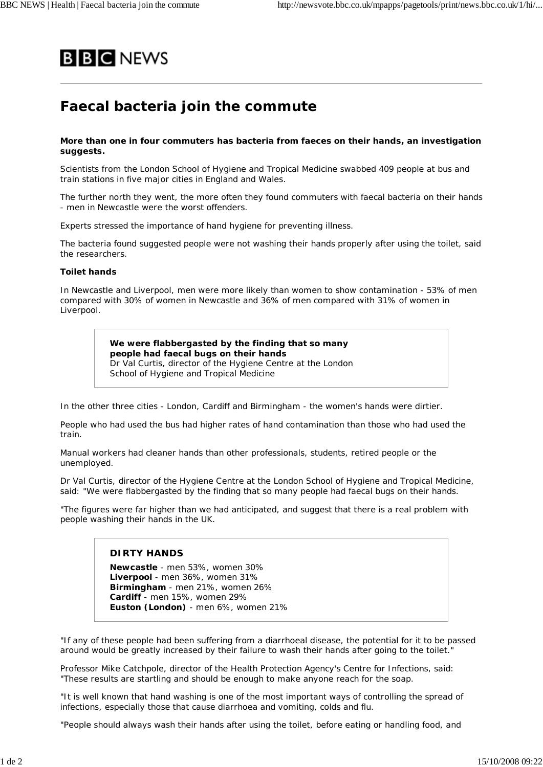BBC NEWS

# Faecal bacteria join the commute

**More than one in four commuters has bacteria from faeces on their hands, an investigation suggests.**

Scientists from the London School of Hygiene and Tropical Medicine swabbed 409 people at bus and train stations in five major cities in England and Wales.

The further north they went, the more often they found commuters with faecal bacteria on their hands - men in Newcastle were the worst offenders.

Experts stressed the importance of hand hygiene for preventing illness.

The bacteria found suggested people were not washing their hands properly after using the toilet, said the researchers.

**Toilet hands**

In Newcastle and Liverpool, men were more likely than women to show contamination - 53% of men compared with 30% of women in Newcastle and 36% of men compared with 31% of women in Liverpool.

> **We were flabbergasted by the finding that so many people had faecal bugs on their hands**
> Dr Val Curtis, director of the Hygiene Centre at the London School of Hygiene and Tropical Medicine

In the other three cities - London, Cardiff and Birmingham - the women's hands were dirtier.

People who had used the bus had higher rates of hand contamination than those who had used the train.

Manual workers had cleaner hands than other professionals, students, retired people or the unemployed.

Dr Val Curtis, director of the Hygiene Centre at the London School of Hygiene and Tropical Medicine, said: "We were flabbergasted by the finding that so many people had faecal bugs on their hands.

"The figures were far higher than we had anticipated, and suggest that there is a real problem with people washing their hands in the UK.

> **DIRTY HANDS**
> **Newcastle** - men 53%, women 30%
> **Liverpool** - men 36%, women 31%
> **Birmingham** - men 21%, women 26%
> **Cardiff** - men 15%, women 29%
> **Euston (London)** - men 6%, women 21%

"If any of these people had been suffering from a diarrhoeal disease, the potential for it to be passed around would be greatly increased by their failure to wash their hands after going to the toilet."

Professor Mike Catchpole, director of the Health Protection Agency's Centre for Infections, said: "These results are startling and should be enough to make anyone reach for the soap.

"It is well known that hand washing is one of the most important ways of controlling the spread of infections, especially those that cause diarrhoea and vomiting, colds and flu.

"People should always wash their hands after using the toilet, before eating or handling food, and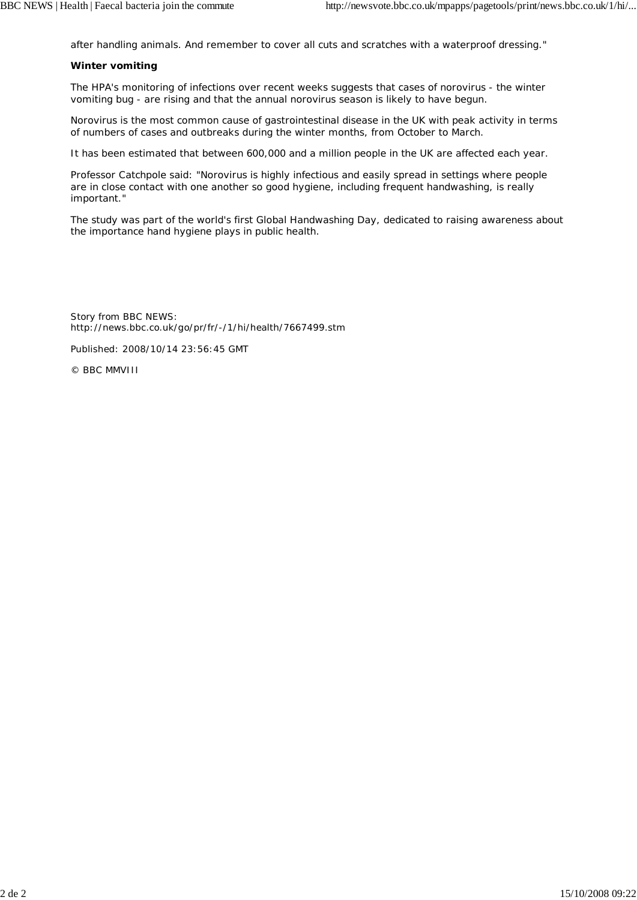after handling animals. And remember to cover all cuts and scratches with a waterproof dressing."

**Winter vomiting**

The HPA's monitoring of infections over recent weeks suggests that cases of norovirus - the winter vomiting bug - are rising and that the annual norovirus season is likely to have begun.

Norovirus is the most common cause of gastrointestinal disease in the UK with peak activity in terms of numbers of cases and outbreaks during the winter months, from October to March.

It has been estimated that between 600,000 and a million people in the UK are affected each year.

Professor Catchpole said: "Norovirus is highly infectious and easily spread in settings where people are in close contact with one another so good hygiene, including frequent handwashing, is really important."

The study was part of the world's first Global Handwashing Day, dedicated to raising awareness about the importance hand hygiene plays in public health.

Story from BBC NEWS:
http://news.bbc.co.uk/go/pr/fr/-/1/hi/health/7667499.stm

Published: 2008/10/14 23:56:45 GMT

© BBC MMVIII